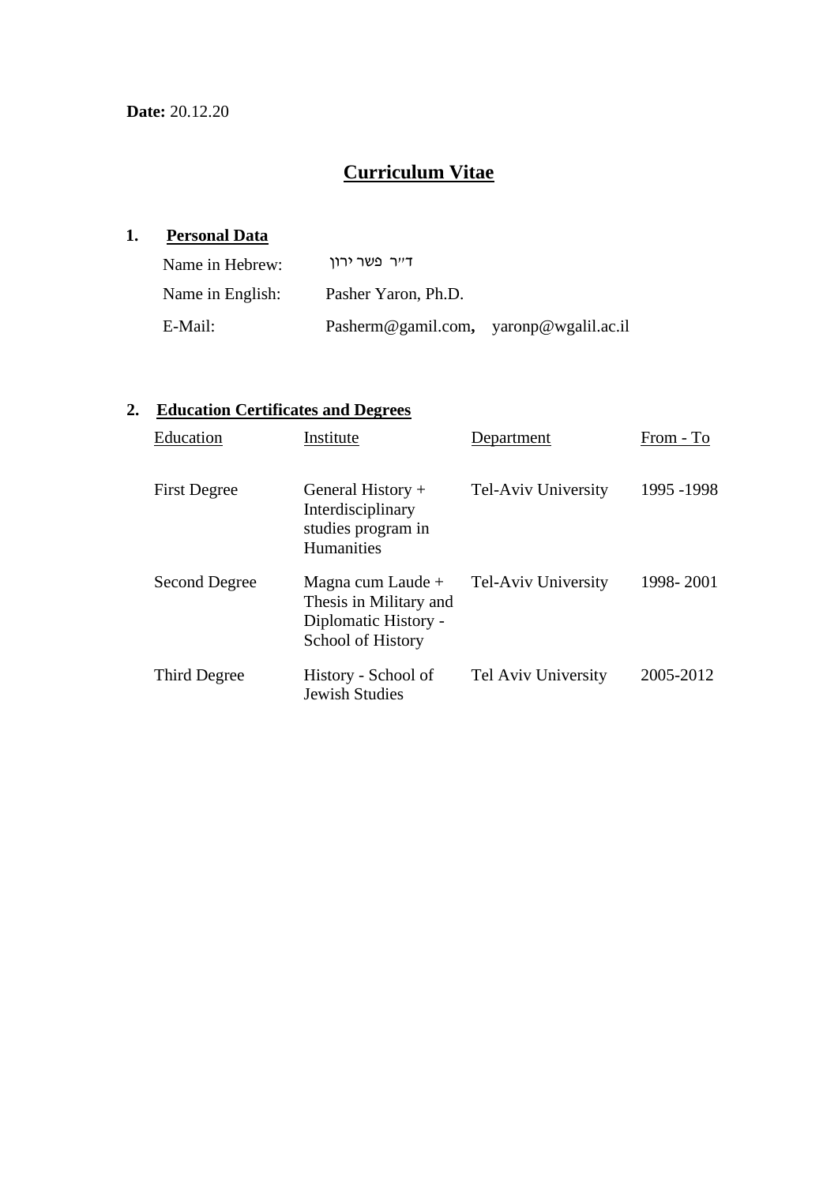**Date:** 20.12.20

# Curriculum Vitae

## 1. Personal Data

Name in Hebrew: ד"ר פשר ירון

Name in English: Pasher Yaron, Ph.D.

E-Mail: Pasherm@gamil.com, yaronp@wgalil.ac.il

## 2. Education Certificates and Degrees

| Education | Institute | Department | From - To |
|---|---|---|---|
| First Degree | General History + Interdisciplinary studies program in Humanities | Tel-Aviv University | 1995 -1998 |
| Second Degree | Magna cum Laude + Thesis in Military and Diplomatic History - School of History | Tel-Aviv University | 1998- 2001 |
| Third Degree | History - School of Jewish Studies | Tel Aviv University | 2005-2012 |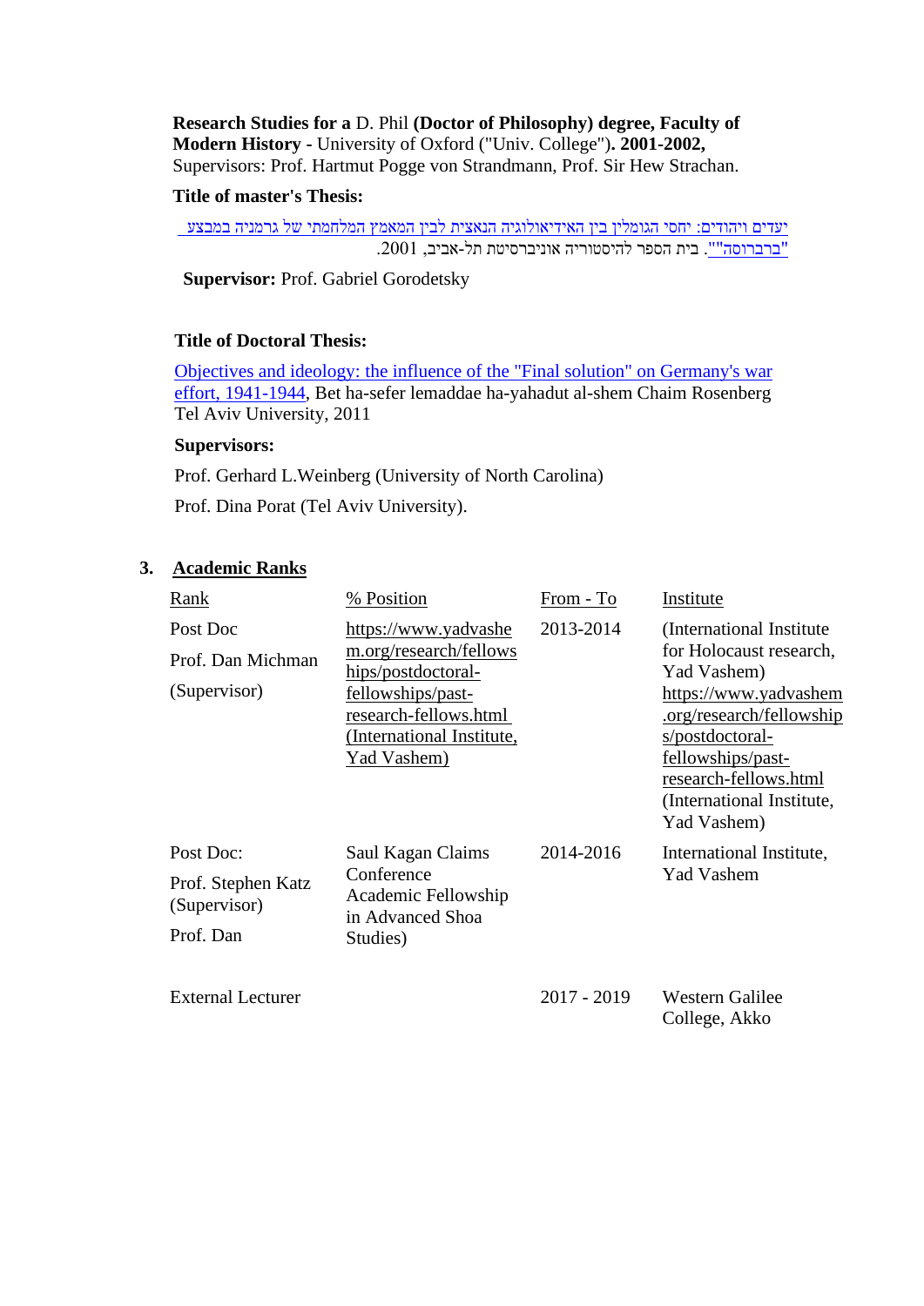**Research Studies for a** D. Phil **(Doctor of Philosophy) degree, Faculty of Modern History -** University of Oxford ("Univ. College")**. 2001-2002,**
Supervisors: Prof. Hartmut Pogge von Strandmann, Prof. Sir Hew Strachan.

**Title of master's Thesis:**

יעדים ויהודים: יחסי הגומלין בין האידיאולוגיה הנאצית לבין המאמץ המלחמתי של גרמניה במבצע "ברברוסה"". בית הספר להיסטוריה אוניברסיטת תל-אביב, 2001.

**Supervisor:** Prof. Gabriel Gorodetsky

**Title of Doctoral Thesis:**

Objectives and ideology: the influence of the "Final solution" on Germany's war effort, 1941-1944, Bet ha-sefer lemaddae ha-yahadut al-shem Chaim Rosenberg Tel Aviv University, 2011

**Supervisors:**

Prof. Gerhard L.Weinberg (University of North Carolina)

Prof. Dina Porat (Tel Aviv University).

## 3. Academic Ranks

| Rank | % Position | From - To | Institute |
|---|---|---|---|
| Post Doc<br>Prof. Dan Michman<br>(Supervisor) | https://www.yadvashem.org/research/fellowships/postdoctoral-fellowships/past-research-fellows.html (International Institute, Yad Vashem) | 2013-2014 | (International Institute for Holocaust research, Yad Vashem) https://www.yadvashem.org/research/fellowships/postdoctoral-fellowships/past-research-fellows.html (International Institute, Yad Vashem) |
| Post Doc:<br>Prof. Stephen Katz (Supervisor)<br>Prof. Dan | Saul Kagan Claims Conference Academic Fellowship in Advanced Shoa Studies) | 2014-2016 | International Institute, Yad Vashem |
| External Lecturer | | 2017 - 2019 | Western Galilee College, Akko |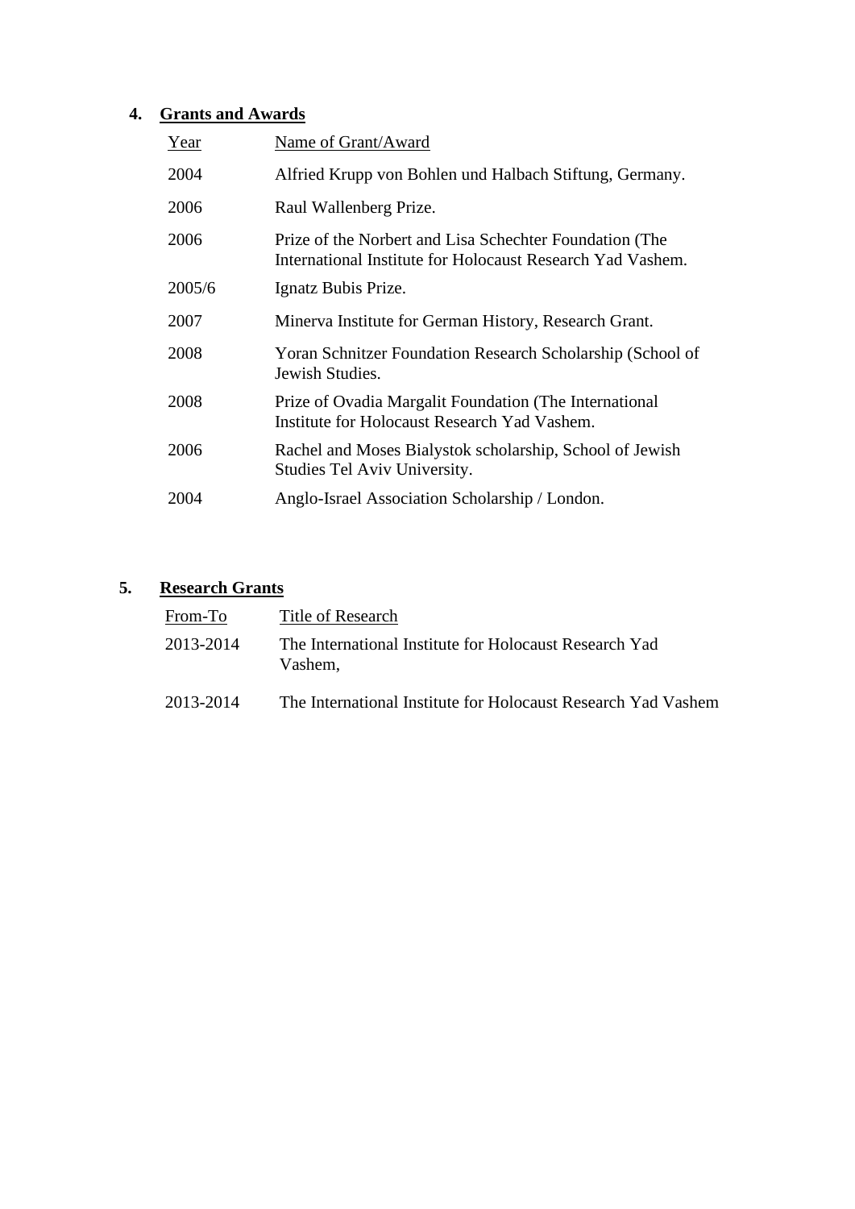## 4. Grants and Awards

| Year | Name of Grant/Award |
|---|---|
| 2004 | Alfried Krupp von Bohlen und Halbach Stiftung, Germany. |
| 2006 | Raul Wallenberg Prize. |
| 2006 | Prize of the Norbert and Lisa Schechter Foundation (The International Institute for Holocaust Research Yad Vashem. |
| 2005/6 | Ignatz Bubis Prize. |
| 2007 | Minerva Institute for German History, Research Grant. |
| 2008 | Yoran Schnitzer Foundation Research Scholarship (School of Jewish Studies. |
| 2008 | Prize of Ovadia Margalit Foundation (The International Institute for Holocaust Research Yad Vashem. |
| 2006 | Rachel and Moses Bialystok scholarship, School of Jewish Studies Tel Aviv University. |
| 2004 | Anglo-Israel Association Scholarship / London. |

## 5. Research Grants

| From-To | Title of Research |
|---|---|
| 2013-2014 | The International Institute for Holocaust Research Yad Vashem, |
| 2013-2014 | The International Institute for Holocaust Research Yad Vashem |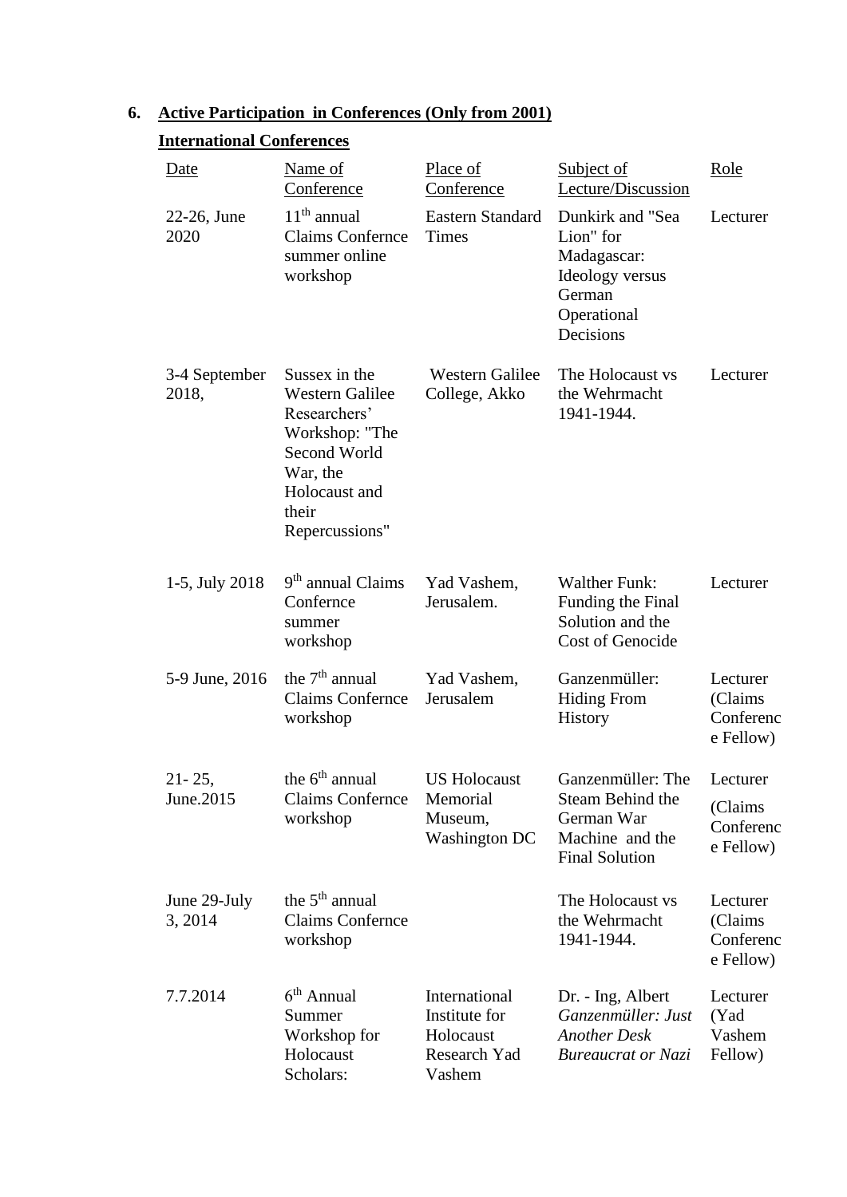## 6. Active Participation in Conferences (Only from 2001)

### International Conferences

| Date | Name of Conference | Place of Conference | Subject of Lecture/Discussion | Role |
|---|---|---|---|---|
| 22-26, June 2020 | 11th annual Claims Confernce summer online workshop | Eastern Standard Times | Dunkirk and "Sea Lion" for Madagascar: Ideology versus German Operational Decisions | Lecturer |
| 3-4 September 2018, | Sussex in the Western Galilee Researchers' Workshop: "The Second World War, the Holocaust and their Repercussions" | Western Galilee College, Akko | The Holocaust vs the Wehrmacht 1941-1944. | Lecturer |
| 1-5, July 2018 | 9th annual Claims Confernce summer workshop | Yad Vashem, Jerusalem. | Walther Funk: Funding the Final Solution and the Cost of Genocide | Lecturer |
| 5-9 June, 2016 | the 7th annual Claims Confernce workshop | Yad Vashem, Jerusalem | Ganzenmüller: Hiding From History | Lecturer (Claims Conference Fellow) |
| 21- 25, June.2015 | the 6th annual Claims Confernce workshop | US Holocaust Memorial Museum, Washington DC | Ganzenmüller: The Steam Behind the German War Machine and the Final Solution | Lecturer (Claims Conference Fellow) |
| June 29-July 3, 2014 | the 5th annual Claims Confernce workshop | | The Holocaust vs the Wehrmacht 1941-1944. | Lecturer (Claims Conference Fellow) |
| 7.7.2014 | 6th Annual Summer Workshop for Holocaust Scholars: | International Institute for Holocaust Research Yad Vashem | Dr. - Ing, Albert *Ganzenmüller: Just Another Desk Bureaucrat or Nazi* | Lecturer (Yad Vashem Fellow) |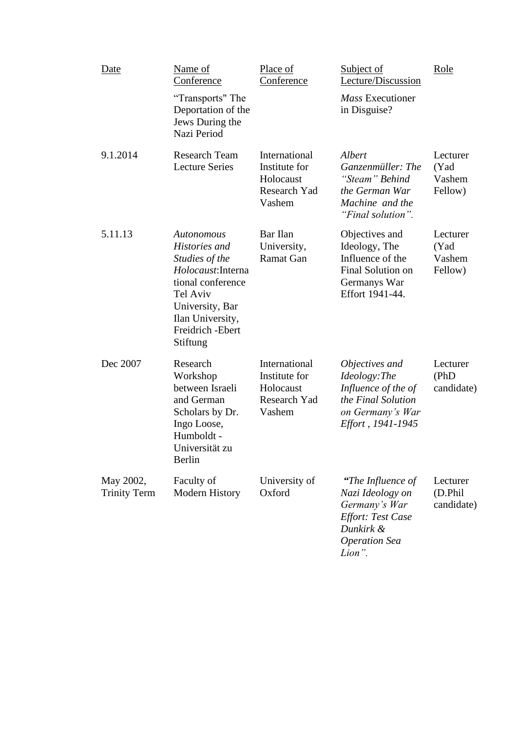| Date | Name of Conference | Place of Conference | Subject of Lecture/Discussion | Role |
|---|---|---|---|---|
| | "Transports" The Deportation of the Jews During the Nazi Period | | *Mass* Executioner in Disguise? | |
| 9.1.2014 | Research Team Lecture Series | International Institute for Holocaust Research Yad Vashem | *Albert Ganzenmüller: The "Steam" Behind the German War Machine and the "Final solution".* | Lecturer (Yad Vashem Fellow) |
| 5.11.13 | *Autonomous Histories and Studies of the Holocaust*:International conference Tel Aviv University, Bar Ilan University, Freidrich -Ebert Stiftung | Bar Ilan University, Ramat Gan | Objectives and Ideology, The Influence of the Final Solution on Germanys War Effort 1941-44. | Lecturer (Yad Vashem Fellow) |
| Dec 2007 | Research Workshop between Israeli and German Scholars by Dr. Ingo Loose, Humboldt - Universität zu Berlin | International Institute for Holocaust Research Yad Vashem | *Objectives and Ideology:The Influence of the of the Final Solution on Germany's War Effort , 1941-1945* | Lecturer (PhD candidate) |
| May 2002, Trinity Term | Faculty of Modern History | University of Oxford | ***"**The Influence of Nazi Ideology on Germany's War Effort: Test Case Dunkirk & Operation Sea Lion".* | Lecturer (D.Phil candidate) |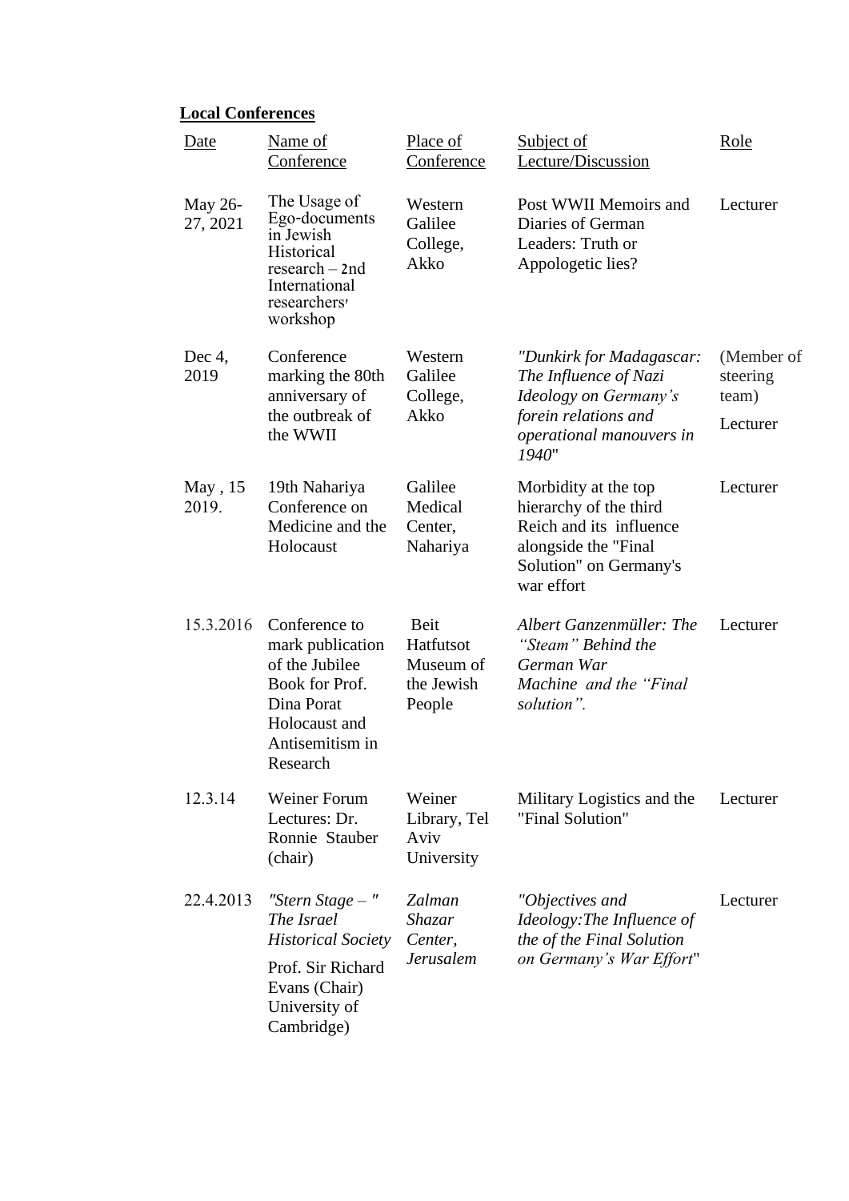**Local Conferences**

| Date | Name of Conference | Place of Conference | Subject of Lecture/Discussion | Role |
|---|---|---|---|---|
| May 26-27, 2021 | The Usage of Ego-documents in Jewish Historical research – 2nd International researchers' workshop | Western Galilee College, Akko | Post WWII Memoirs and Diaries of German Leaders: Truth or Appologetic lies? | Lecturer |
| Dec 4, 2019 | Conference marking the 80th anniversary of the outbreak of the WWII | Western Galilee College, Akko | *"Dunkirk for Madagascar: The Influence of Nazi Ideology on Germany's forein relations and operational manouvers in 1940*" | (Member of steering team) Lecturer |
| May , 15 2019. | 19th Nahariya Conference on Medicine and the Holocaust | Galilee Medical Center, Nahariya | Morbidity at the top hierarchy of the third Reich and its influence alongside the "Final Solution" on Germany's war effort | Lecturer |
| 15.3.2016 | Conference to mark publication of the Jubilee Book for Prof. Dina Porat Holocaust and Antisemitism in Research | Beit Hatfutsot Museum of the Jewish People | *Albert Ganzenmüller: The "Steam" Behind the German War Machine and the "Final solution".* | Lecturer |
| 12.3.14 | Weiner Forum Lectures: Dr. Ronnie Stauber (chair) | Weiner Library, Tel Aviv University | Military Logistics and the "Final Solution" | Lecturer |
| 22.4.2013 | *"Stern Stage – " The Israel Historical Society* Prof. Sir Richard Evans (Chair) University of Cambridge) | *Zalman Shazar Center, Jerusalem* | *"Objectives and Ideology:The Influence of the of the Final Solution on Germany's War Effort*" | Lecturer |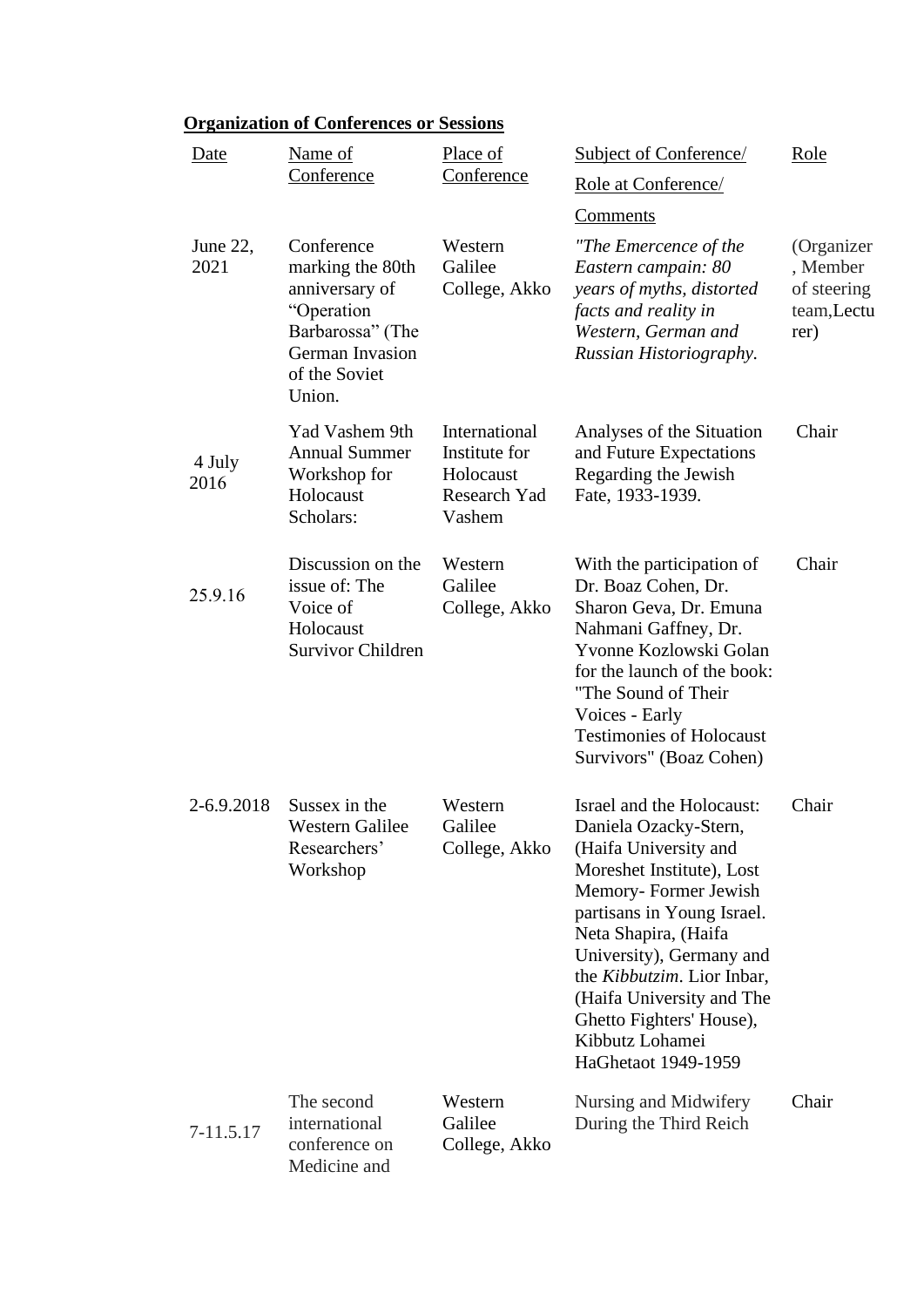**Organization of Conferences or Sessions**

| Date | Name of Conference | Place of Conference | Subject of Conference/ Role at Conference/ Comments | Role |
|---|---|---|---|---|
| June 22, 2021 | Conference marking the 80th anniversary of "Operation Barbarossa" (The German Invasion of the Soviet Union. | Western Galilee College, Akko | *"The Emercence of the Eastern campain: 80 years of myths, distorted facts and reality in Western, German and Russian Historiography.* | (Organizer, Member of steering team,Lecturer) |
| 4 July 2016 | Yad Vashem 9th Annual Summer Workshop for Holocaust Scholars: | International Institute for Holocaust Research Yad Vashem | Analyses of the Situation and Future Expectations Regarding the Jewish Fate, 1933-1939. | Chair |
| 25.9.16 | Discussion on the issue of: The Voice of Holocaust Survivor Children | Western Galilee College, Akko | With the participation of Dr. Boaz Cohen, Dr. Sharon Geva, Dr. Emuna Nahmani Gaffney, Dr. Yvonne Kozlowski Golan for the launch of the book: "The Sound of Their Voices - Early Testimonies of Holocaust Survivors" (Boaz Cohen) | Chair |
| 2-6.9.2018 | Sussex in the Western Galilee Researchers' Workshop | Western Galilee College, Akko | Israel and the Holocaust: Daniela Ozacky-Stern, (Haifa University and Moreshet Institute), Lost Memory- Former Jewish partisans in Young Israel. Neta Shapira, (Haifa University), Germany and the *Kibbutzim*. Lior Inbar, (Haifa University and The Ghetto Fighters' House), Kibbutz Lohamei HaGhetaot 1949-1959 | Chair |
| 7-11.5.17 | The second international conference on Medicine and | Western Galilee College, Akko | Nursing and Midwifery During the Third Reich | Chair |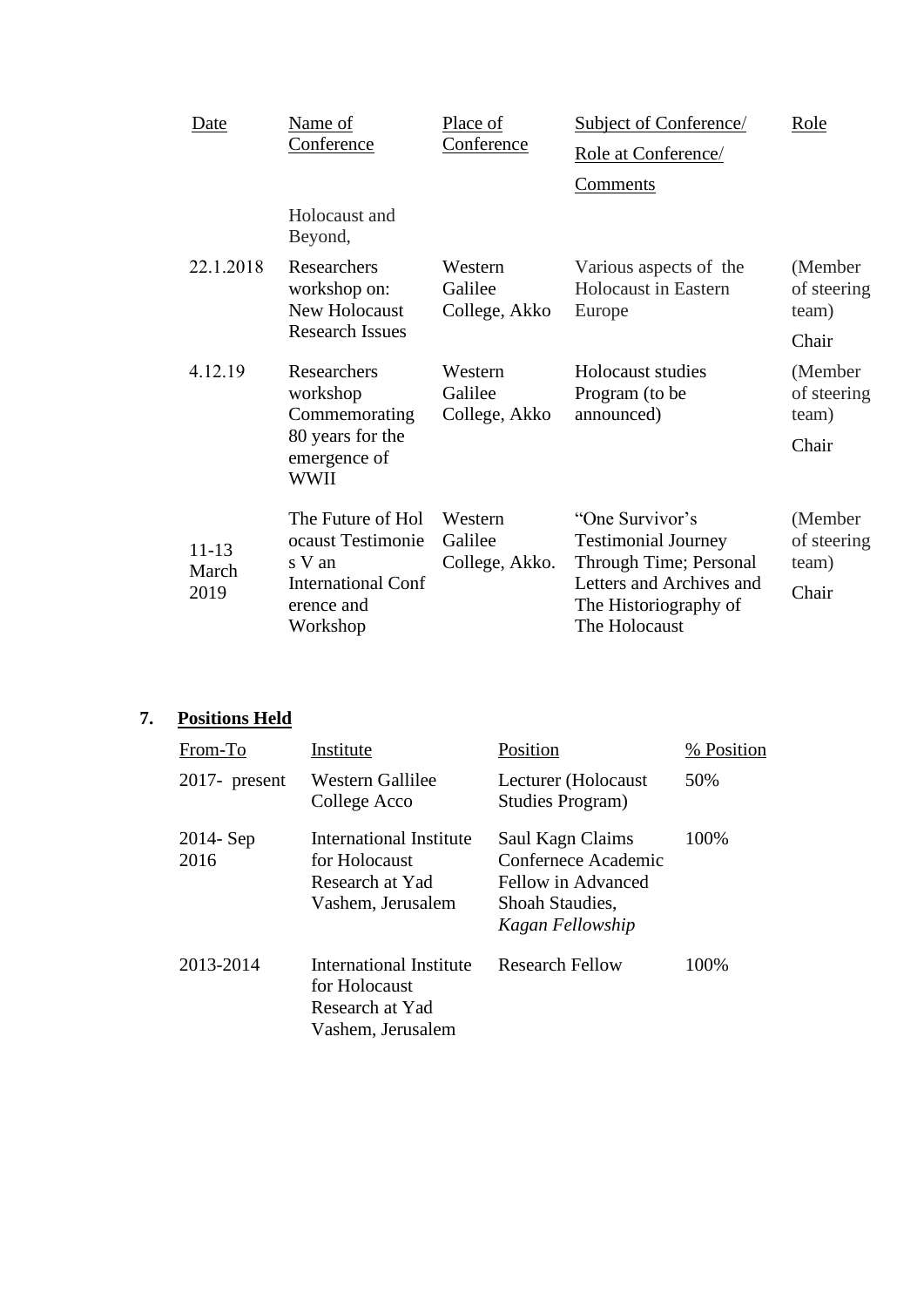| Date | Name of Conference | Place of Conference | Subject of Conference/ Role at Conference/ Comments | Role |
|---|---|---|---|---|
| | Holocaust and Beyond, | | | |
| 22.1.2018 | Researchers workshop on: New Holocaust Research Issues | Western Galilee College, Akko | Various aspects of the Holocaust in Eastern Europe | (Member of steering team) Chair |
| 4.12.19 | Researchers workshop Commemorating 80 years for the emergence of WWII | Western Galilee College, Akko | Holocaust studies Program (to be announced) | (Member of steering team) Chair |
| 11-13 March 2019 | The Future of Holocaust Testimonies V an International Conference and Workshop | Western Galilee College, Akko. | "One Survivor's Testimonial Journey Through Time; Personal Letters and Archives and The Historiography of The Holocaust | (Member of steering team) Chair |

## 7. Positions Held

| From-To | Institute | Position | % Position |
|---|---|---|---|
| 2017- present | Western Gallilee College Acco | Lecturer (Holocaust Studies Program) | 50% |
| 2014- Sep 2016 | International Institute for Holocaust Research at Yad Vashem, Jerusalem | Saul Kagn Claims Confernece Academic Fellow in Advanced Shoah Staudies, *Kagan Fellowship* | 100% |
| 2013-2014 | International Institute for Holocaust Research at Yad Vashem, Jerusalem | Research Fellow | 100% |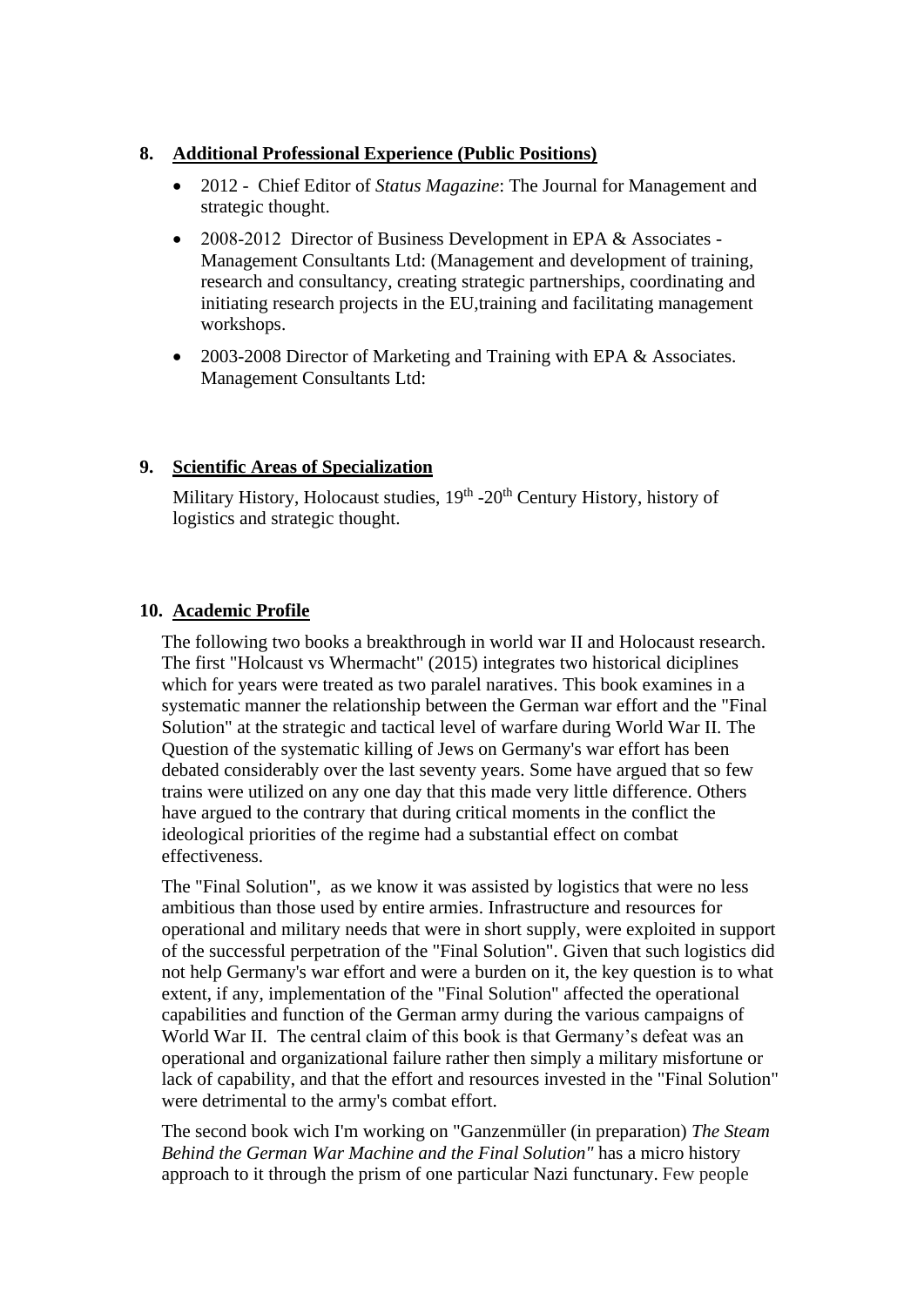## 8. Additional Professional Experience (Public Positions)

- 2012 - Chief Editor of *Status Magazine*: The Journal for Management and strategic thought.
- 2008-2012 Director of Business Development in EPA & Associates - Management Consultants Ltd: (Management and development of training, research and consultancy, creating strategic partnerships, coordinating and initiating research projects in the EU,training and facilitating management workshops.
- 2003-2008 Director of Marketing and Training with EPA & Associates. Management Consultants Ltd:

## 9. Scientific Areas of Specialization

Military History, Holocaust studies, 19th -20th Century History, history of logistics and strategic thought.

## 10. Academic Profile

The following two books a breakthrough in world war II and Holocaust research. The first "Holcaust vs Whermacht" (2015) integrates two historical diciplines which for years were treated as two paralel naratives. This book examines in a systematic manner the relationship between the German war effort and the "Final Solution" at the strategic and tactical level of warfare during World War II. The Question of the systematic killing of Jews on Germany's war effort has been debated considerably over the last seventy years. Some have argued that so few trains were utilized on any one day that this made very little difference. Others have argued to the contrary that during critical moments in the conflict the ideological priorities of the regime had a substantial effect on combat effectiveness.

The "Final Solution", as we know it was assisted by logistics that were no less ambitious than those used by entire armies. Infrastructure and resources for operational and military needs that were in short supply, were exploited in support of the successful perpetration of the "Final Solution". Given that such logistics did not help Germany's war effort and were a burden on it, the key question is to what extent, if any, implementation of the "Final Solution" affected the operational capabilities and function of the German army during the various campaigns of World War II. The central claim of this book is that Germany's defeat was an operational and organizational failure rather then simply a military misfortune or lack of capability, and that the effort and resources invested in the "Final Solution" were detrimental to the army's combat effort.

The second book wich I'm working on "Ganzenmüller (in preparation) *The Steam Behind the German War Machine and the Final Solution"* has a micro history approach to it through the prism of one particular Nazi functunary. Few people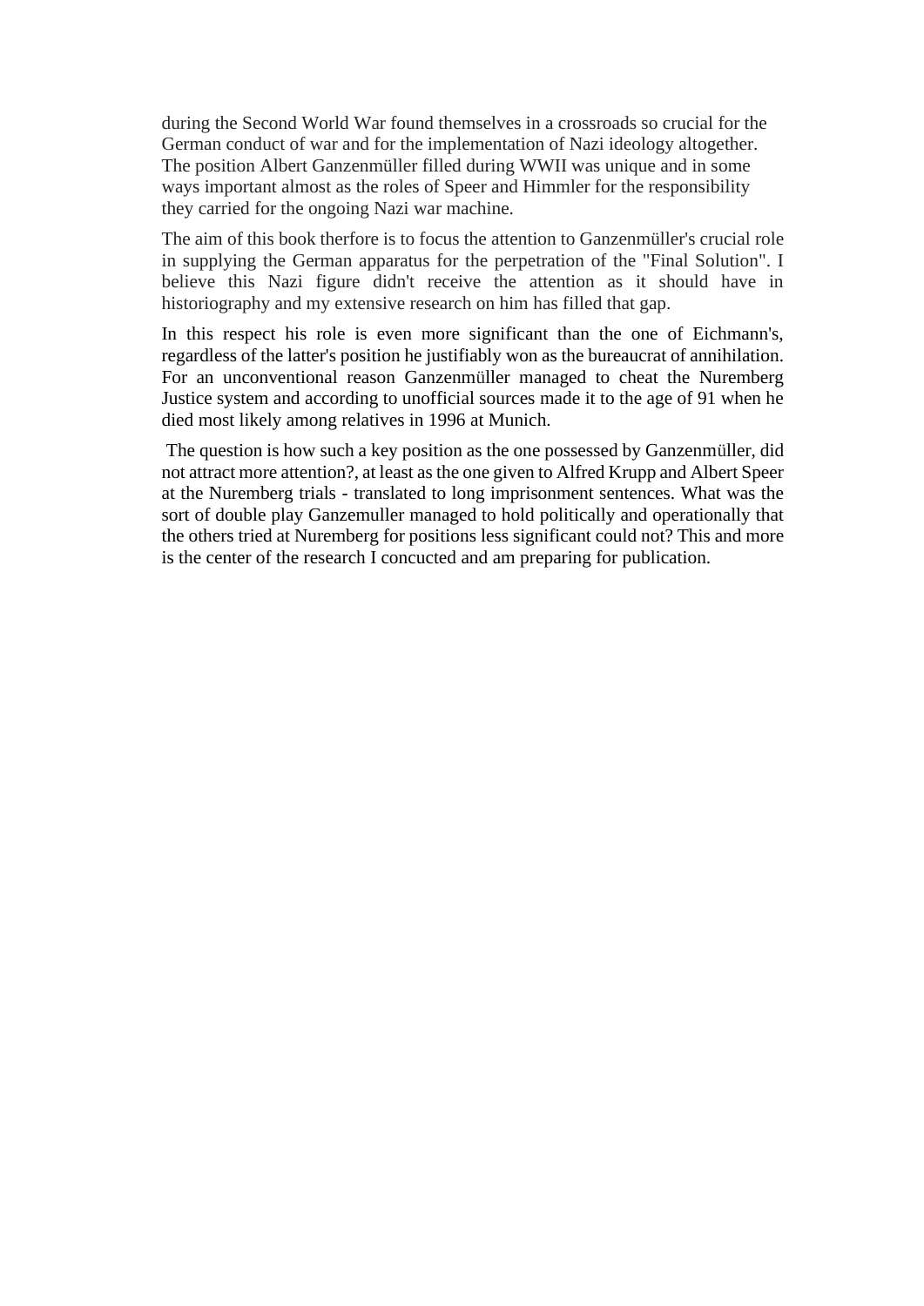during the Second World War found themselves in a crossroads so crucial for the German conduct of war and for the implementation of Nazi ideology altogether. The position Albert Ganzenmüller filled during WWII was unique and in some ways important almost as the roles of Speer and Himmler for the responsibility they carried for the ongoing Nazi war machine.

The aim of this book therfore is to focus the attention to Ganzenmüller's crucial role in supplying the German apparatus for the perpetration of the "Final Solution". I believe this Nazi figure didn't receive the attention as it should have in historiography and my extensive research on him has filled that gap.

In this respect his role is even more significant than the one of Eichmann's, regardless of the latter's position he justifiably won as the bureaucrat of annihilation. For an unconventional reason Ganzenmüller managed to cheat the Nuremberg Justice system and according to unofficial sources made it to the age of 91 when he died most likely among relatives in 1996 at Munich.

The question is how such a key position as the one possessed by Ganzenmüller, did not attract more attention?, at least as the one given to Alfred Krupp and Albert Speer at the Nuremberg trials - translated to long imprisonment sentences. What was the sort of double play Ganzemuller managed to hold politically and operationally that the others tried at Nuremberg for positions less significant could not? This and more is the center of the research I concucted and am preparing for publication.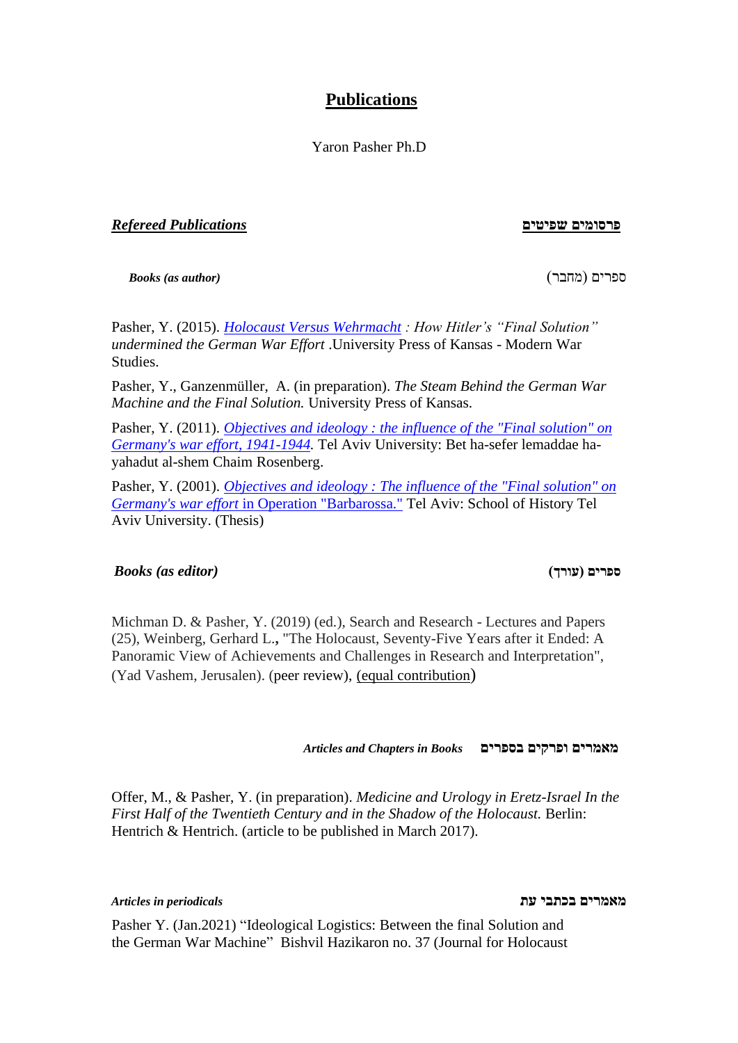# Publications

Yaron Pasher Ph.D

## ***Refereed Publications*** **פרסומים שפיטים**

***Books (as author)*** ספרים (מחבר)

Pasher, Y. (2015). *Holocaust Versus Wehrmacht : How Hitler's "Final Solution" undermined the German War Effort* .University Press of Kansas - Modern War Studies.

Pasher, Y., Ganzenmüller, A. (in preparation). *The Steam Behind the German War Machine and the Final Solution.* University Press of Kansas.

Pasher, Y. (2011). *Objectives and ideology : the influence of the "Final solution" on Germany's war effort, 1941-1944.* Tel Aviv University: Bet ha-sefer lemaddae ha-yahadut al-shem Chaim Rosenberg.

Pasher, Y. (2001). *Objectives and ideology : The influence of the "Final solution" on Germany's war effort* in Operation "Barbarossa." Tel Aviv: School of History Tel Aviv University. (Thesis)

***Books (as editor)*** **ספרים (עורך)**

Michman D. & Pasher, Y. (2019) (ed.), Search and Research - Lectures and Papers (25), Weinberg, Gerhard L.**,** "The Holocaust, Seventy-Five Years after it Ended: A Panoramic View of Achievements and Challenges in Research and Interpretation", (Yad Vashem, Jerusalen). (peer review), (equal contribution)

***Articles and Chapters in Books*** **מאמרים ופרקים בספרים**

Offer, M., & Pasher, Y. (in preparation). *Medicine and Urology in Eretz-Israel In the First Half of the Twentieth Century and in the Shadow of the Holocaust.* Berlin: Hentrich & Hentrich. (article to be published in March 2017).

***Articles in periodicals*** **מאמרים בכתבי עת**

Pasher Y. (Jan.2021) "Ideological Logistics: Between the final Solution and the German War Machine" Bishvil Hazikaron no. 37 (Journal for Holocaust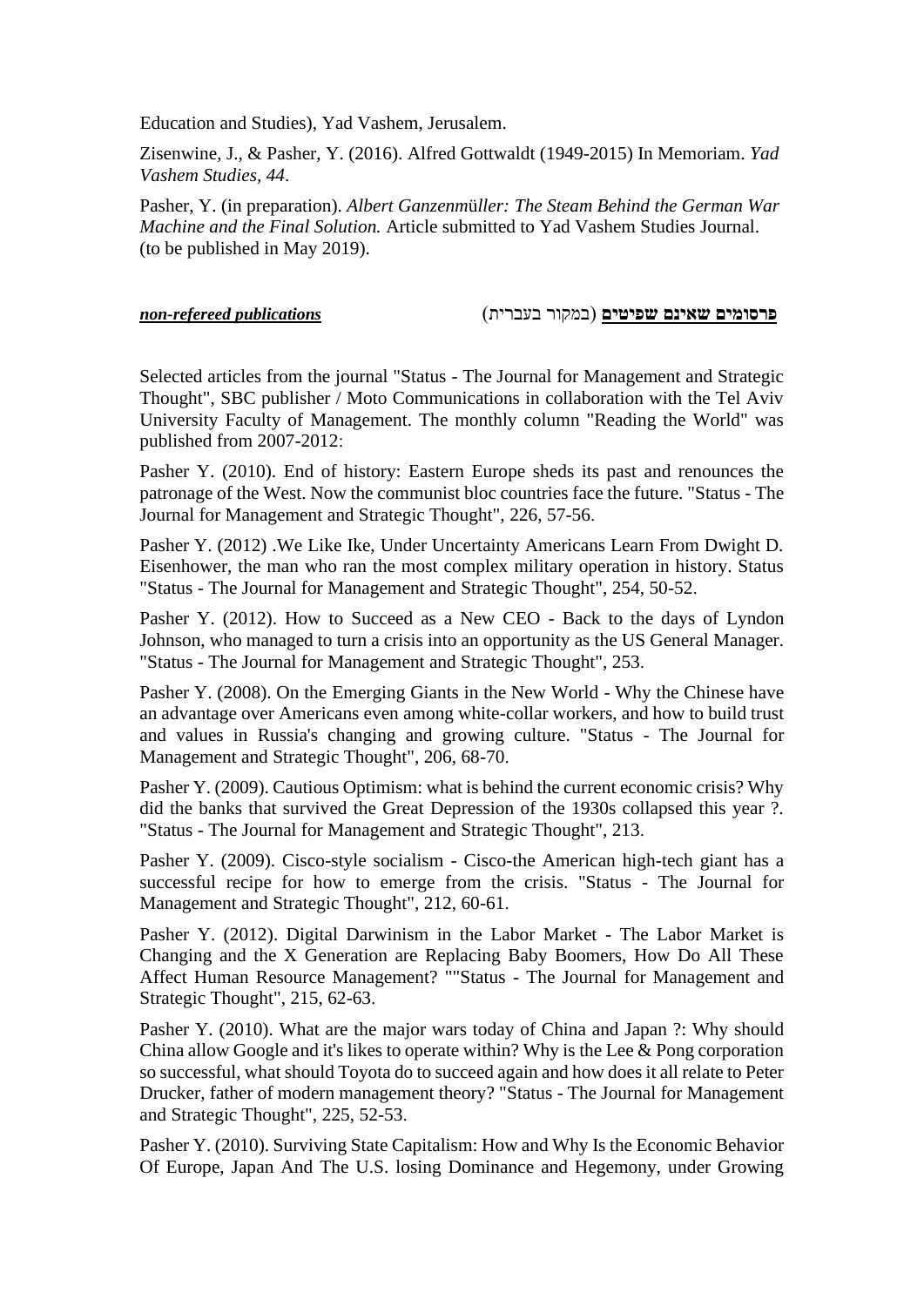Education and Studies), Yad Vashem, Jerusalem.

Zisenwine, J., & Pasher, Y. (2016). Alfred Gottwaldt (1949-2015) In Memoriam. *Yad Vashem Studies*, *44*.

Pasher, Y. (in preparation). *Albert Ganzenmüller: The Steam Behind the German War Machine and the Final Solution.* Article submitted to Yad Vashem Studies Journal. (to be published in May 2019).

***non-refereed publications*** **פרסומים שאינם שפיטים** (במקור בעברית)

Selected articles from the journal "Status - The Journal for Management and Strategic Thought", SBC publisher / Moto Communications in collaboration with the Tel Aviv University Faculty of Management. The monthly column "Reading the World" was published from 2007-2012:

Pasher Y. (2010). End of history: Eastern Europe sheds its past and renounces the patronage of the West. Now the communist bloc countries face the future. "Status - The Journal for Management and Strategic Thought", 226, 57-56.

Pasher Y. (2012) .We Like Ike, Under Uncertainty Americans Learn From Dwight D. Eisenhower, the man who ran the most complex military operation in history. Status "Status - The Journal for Management and Strategic Thought", 254, 50-52.

Pasher Y. (2012). How to Succeed as a New CEO - Back to the days of Lyndon Johnson, who managed to turn a crisis into an opportunity as the US General Manager. "Status - The Journal for Management and Strategic Thought", 253.

Pasher Y. (2008). On the Emerging Giants in the New World - Why the Chinese have an advantage over Americans even among white-collar workers, and how to build trust and values in Russia's changing and growing culture. "Status - The Journal for Management and Strategic Thought", 206, 68-70.

Pasher Y. (2009). Cautious Optimism: what is behind the current economic crisis? Why did the banks that survived the Great Depression of the 1930s collapsed this year ?. "Status - The Journal for Management and Strategic Thought", 213.

Pasher Y. (2009). Cisco-style socialism - Cisco-the American high-tech giant has a successful recipe for how to emerge from the crisis. "Status - The Journal for Management and Strategic Thought", 212, 60-61.

Pasher Y. (2012). Digital Darwinism in the Labor Market - The Labor Market is Changing and the X Generation are Replacing Baby Boomers, How Do All These Affect Human Resource Management? ""Status - The Journal for Management and Strategic Thought", 215, 62-63.

Pasher Y. (2010). What are the major wars today of China and Japan ?: Why should China allow Google and it's likes to operate within? Why is the Lee & Pong corporation so successful, what should Toyota do to succeed again and how does it all relate to Peter Drucker, father of modern management theory? "Status - The Journal for Management and Strategic Thought", 225, 52-53.

Pasher Y. (2010). Surviving State Capitalism: How and Why Is the Economic Behavior Of Europe, Japan And The U.S. losing Dominance and Hegemony, under Growing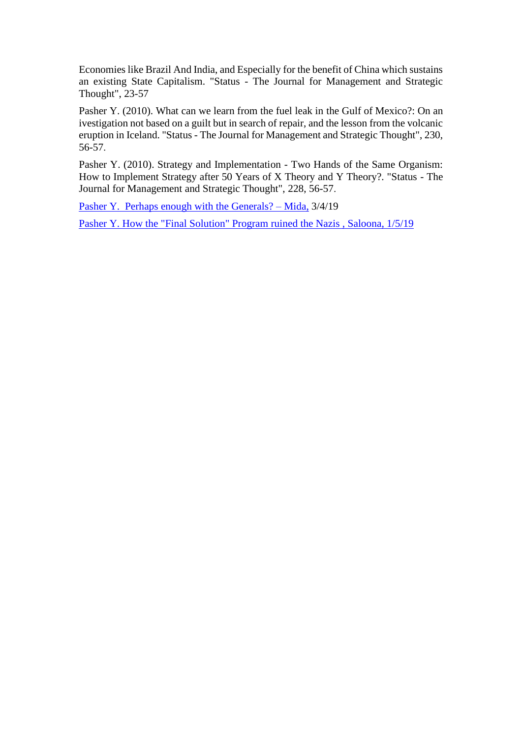Economies like Brazil And India, and Especially for the benefit of China which sustains an existing State Capitalism. "Status - The Journal for Management and Strategic Thought", 23-57

Pasher Y. (2010). What can we learn from the fuel leak in the Gulf of Mexico?: On an ivestigation not based on a guilt but in search of repair, and the lesson from the volcanic eruption in Iceland. "Status - The Journal for Management and Strategic Thought", 230, 56-57.

Pasher Y. (2010). Strategy and Implementation - Two Hands of the Same Organism: How to Implement Strategy after 50 Years of X Theory and Y Theory?. "Status - The Journal for Management and Strategic Thought", 228, 56-57.

Pasher Y. Perhaps enough with the Generals? – Mida, 3/4/19

Pasher Y. How the "Final Solution" Program ruined the Nazis , Saloona, 1/5/19